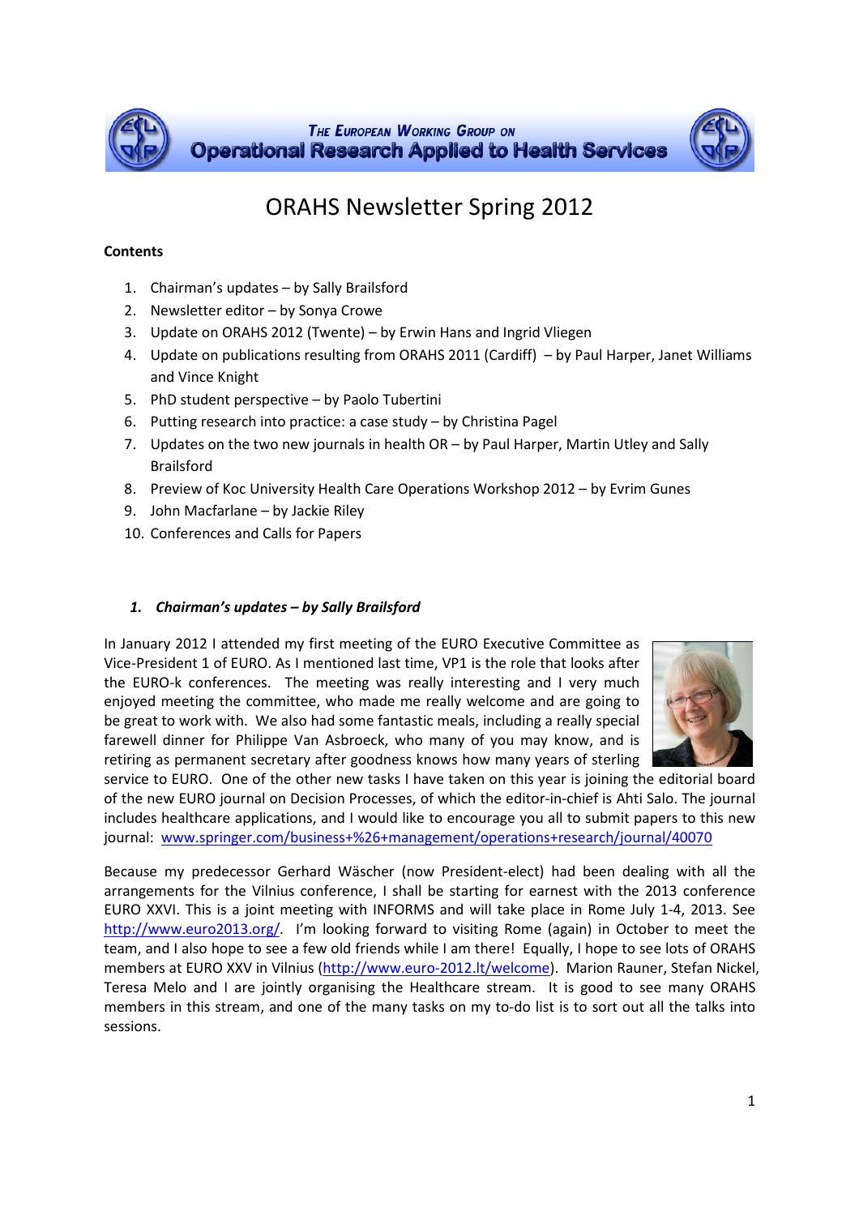The European Working Group on Operational Research Applied to Health Services

# ORAHS Newsletter Spring 2012

**Contents**

1. Chairman's updates – by Sally Brailsford
2. Newsletter editor – by Sonya Crowe
3. Update on ORAHS 2012 (Twente) – by Erwin Hans and Ingrid Vliegen
4. Update on publications resulting from ORAHS 2011 (Cardiff) – by Paul Harper, Janet Williams and Vince Knight
5. PhD student perspective – by Paolo Tubertini
6. Putting research into practice: a case study – by Christina Pagel
7. Updates on the two new journals in health OR – by Paul Harper, Martin Utley and Sally Brailsford
8. Preview of Koc University Health Care Operations Workshop 2012 – by Evrim Gunes
9. John Macfarlane – by Jackie Riley
10. Conferences and Calls for Papers

## *1. Chairman's updates – by Sally Brailsford*

In January 2012 I attended my first meeting of the EURO Executive Committee as Vice-President 1 of EURO. As I mentioned last time, VP1 is the role that looks after the EURO-k conferences. The meeting was really interesting and I very much enjoyed meeting the committee, who made me really welcome and are going to be great to work with. We also had some fantastic meals, including a really special farewell dinner for Philippe Van Asbroeck, who many of you may know, and is retiring as permanent secretary after goodness knows how many years of sterling service to EURO. One of the other new tasks I have taken on this year is joining the editorial board of the new EURO journal on Decision Processes, of which the editor-in-chief is Ahti Salo. The journal includes healthcare applications, and I would like to encourage you all to submit papers to this new journal: www.springer.com/business+%26+management/operations+research/journal/40070

Because my predecessor Gerhard Wäscher (now President-elect) had been dealing with all the arrangements for the Vilnius conference, I shall be starting for earnest with the 2013 conference EURO XXVI. This is a joint meeting with INFORMS and will take place in Rome July 1-4, 2013. See http://www.euro2013.org/. I'm looking forward to visiting Rome (again) in October to meet the team, and I also hope to see a few old friends while I am there! Equally, I hope to see lots of ORAHS members at EURO XXV in Vilnius (http://www.euro-2012.lt/welcome). Marion Rauner, Stefan Nickel, Teresa Melo and I are jointly organising the Healthcare stream. It is good to see many ORAHS members in this stream, and one of the many tasks on my to-do list is to sort out all the talks into sessions.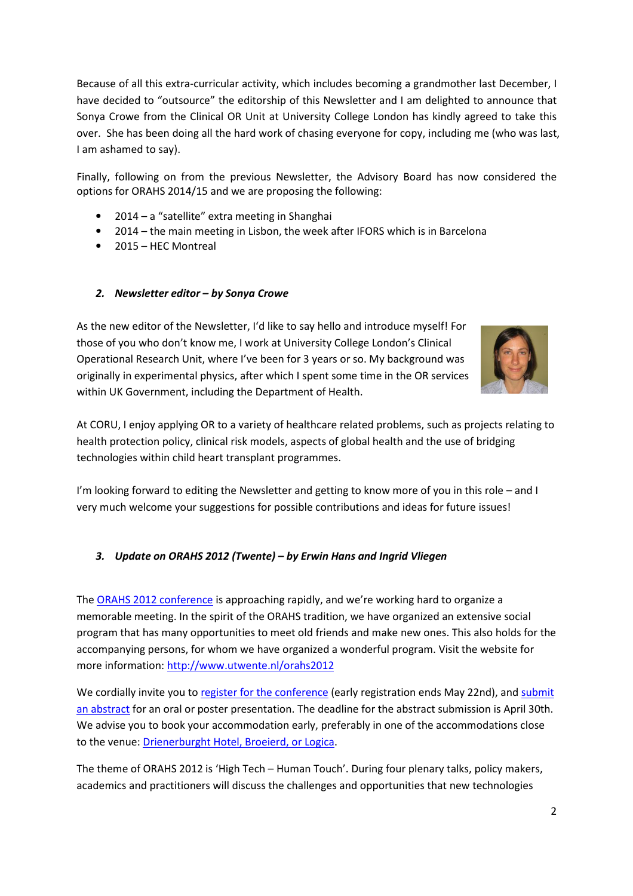Because of all this extra-curricular activity, which includes becoming a grandmother last December, I have decided to "outsource" the editorship of this Newsletter and I am delighted to announce that Sonya Crowe from the Clinical OR Unit at University College London has kindly agreed to take this over. She has been doing all the hard work of chasing everyone for copy, including me (who was last, I am ashamed to say).

Finally, following on from the previous Newsletter, the Advisory Board has now considered the options for ORAHS 2014/15 and we are proposing the following:

- 2014 – a "satellite" extra meeting in Shanghai
- 2014 – the main meeting in Lisbon, the week after IFORS which is in Barcelona
- 2015 – HEC Montreal

## 2. *Newsletter editor – by Sonya Crowe*

As the new editor of the Newsletter, I'd like to say hello and introduce myself! For those of you who don't know me, I work at University College London's Clinical Operational Research Unit, where I've been for 3 years or so. My background was originally in experimental physics, after which I spent some time in the OR services within UK Government, including the Department of Health.

At CORU, I enjoy applying OR to a variety of healthcare related problems, such as projects relating to health protection policy, clinical risk models, aspects of global health and the use of bridging technologies within child heart transplant programmes.

I'm looking forward to editing the Newsletter and getting to know more of you in this role – and I very much welcome your suggestions for possible contributions and ideas for future issues!

## 3. *Update on ORAHS 2012 (Twente) – by Erwin Hans and Ingrid Vliegen*

The ORAHS 2012 conference is approaching rapidly, and we're working hard to organize a memorable meeting. In the spirit of the ORAHS tradition, we have organized an extensive social program that has many opportunities to meet old friends and make new ones. This also holds for the accompanying persons, for whom we have organized a wonderful program. Visit the website for more information: http://www.utwente.nl/orahs2012

We cordially invite you to register for the conference (early registration ends May 22nd), and submit an abstract for an oral or poster presentation. The deadline for the abstract submission is April 30th. We advise you to book your accommodation early, preferably in one of the accommodations close to the venue: Drienerburght Hotel, Broeierd, or Logica.

The theme of ORAHS 2012 is 'High Tech – Human Touch'. During four plenary talks, policy makers, academics and practitioners will discuss the challenges and opportunities that new technologies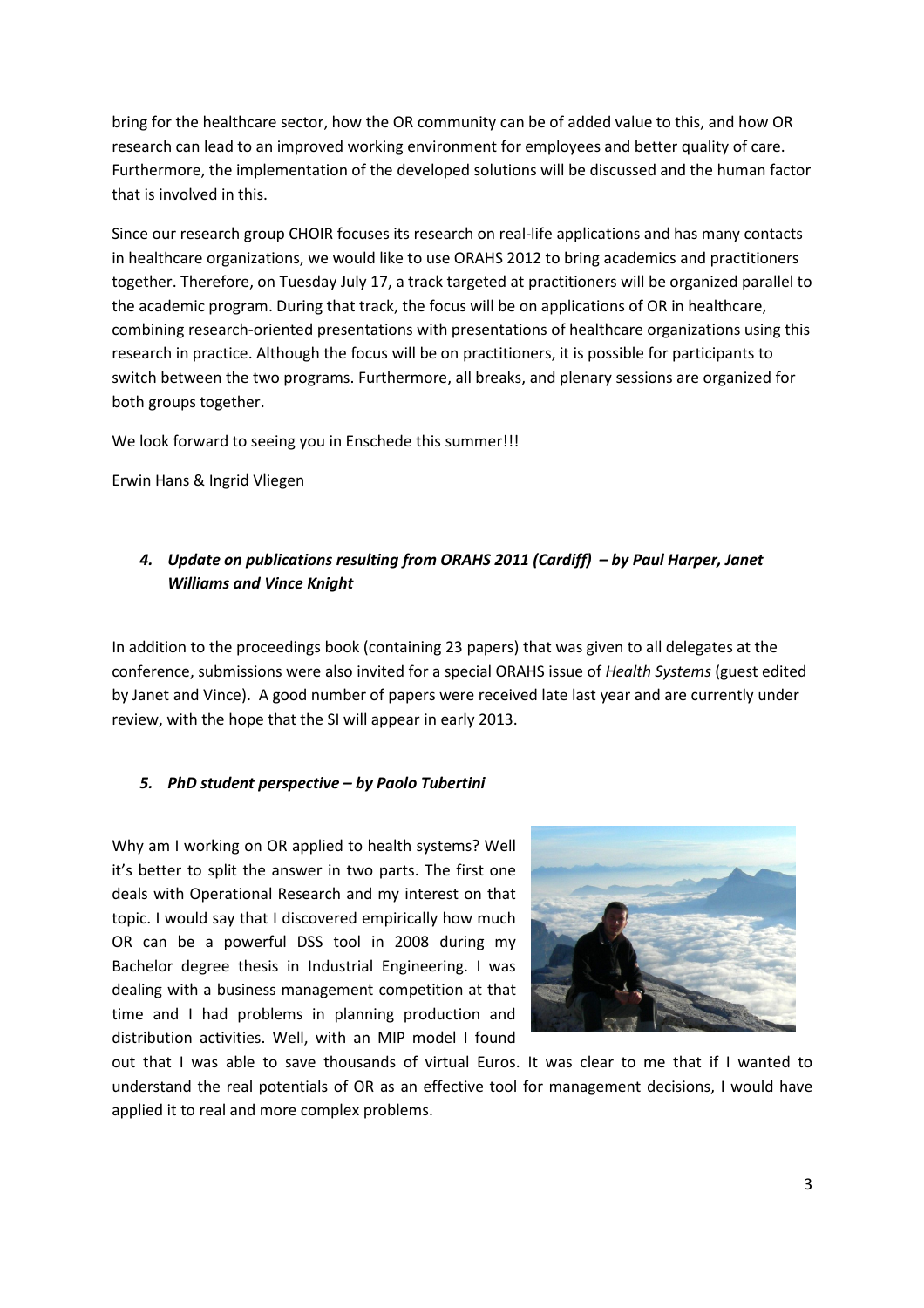bring for the healthcare sector, how the OR community can be of added value to this, and how OR research can lead to an improved working environment for employees and better quality of care. Furthermore, the implementation of the developed solutions will be discussed and the human factor that is involved in this.

Since our research group CHOIR focuses its research on real-life applications and has many contacts in healthcare organizations, we would like to use ORAHS 2012 to bring academics and practitioners together. Therefore, on Tuesday July 17, a track targeted at practitioners will be organized parallel to the academic program. During that track, the focus will be on applications of OR in healthcare, combining research-oriented presentations with presentations of healthcare organizations using this research in practice. Although the focus will be on practitioners, it is possible for participants to switch between the two programs. Furthermore, all breaks, and plenary sessions are organized for both groups together.

We look forward to seeing you in Enschede this summer!!!

Erwin Hans & Ingrid Vliegen

### *4. Update on publications resulting from ORAHS 2011 (Cardiff) – by Paul Harper, Janet Williams and Vince Knight*

In addition to the proceedings book (containing 23 papers) that was given to all delegates at the conference, submissions were also invited for a special ORAHS issue of *Health Systems* (guest edited by Janet and Vince). A good number of papers were received late last year and are currently under review, with the hope that the SI will appear in early 2013.

### *5. PhD student perspective – by Paolo Tubertini*

Why am I working on OR applied to health systems? Well it's better to split the answer in two parts. The first one deals with Operational Research and my interest on that topic. I would say that I discovered empirically how much OR can be a powerful DSS tool in 2008 during my Bachelor degree thesis in Industrial Engineering. I was dealing with a business management competition at that time and I had problems in planning production and distribution activities. Well, with an MIP model I found out that I was able to save thousands of virtual Euros. It was clear to me that if I wanted to understand the real potentials of OR as an effective tool for management decisions, I would have applied it to real and more complex problems.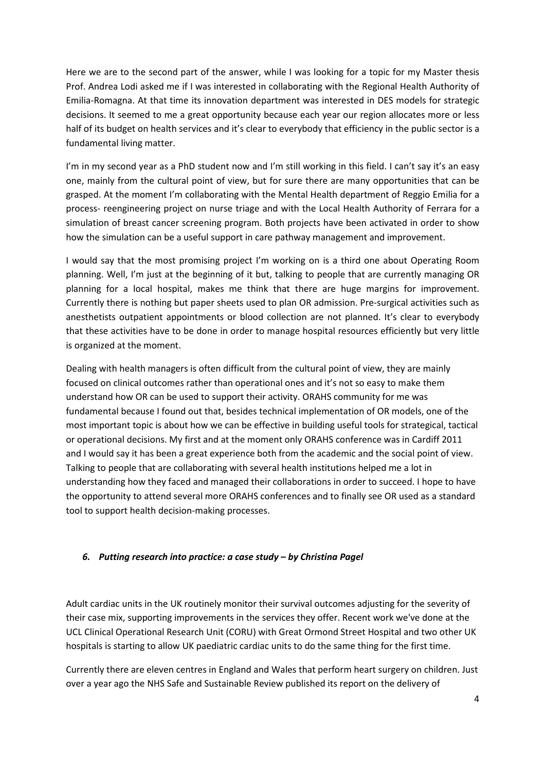Here we are to the second part of the answer, while I was looking for a topic for my Master thesis Prof. Andrea Lodi asked me if I was interested in collaborating with the Regional Health Authority of Emilia-Romagna. At that time its innovation department was interested in DES models for strategic decisions. It seemed to me a great opportunity because each year our region allocates more or less half of its budget on health services and it's clear to everybody that efficiency in the public sector is a fundamental living matter.

I'm in my second year as a PhD student now and I'm still working in this field. I can't say it's an easy one, mainly from the cultural point of view, but for sure there are many opportunities that can be grasped. At the moment I'm collaborating with the Mental Health department of Reggio Emilia for a process- reengineering project on nurse triage and with the Local Health Authority of Ferrara for a simulation of breast cancer screening program. Both projects have been activated in order to show how the simulation can be a useful support in care pathway management and improvement.

I would say that the most promising project I'm working on is a third one about Operating Room planning. Well, I'm just at the beginning of it but, talking to people that are currently managing OR planning for a local hospital, makes me think that there are huge margins for improvement. Currently there is nothing but paper sheets used to plan OR admission. Pre-surgical activities such as anesthetists outpatient appointments or blood collection are not planned. It's clear to everybody that these activities have to be done in order to manage hospital resources efficiently but very little is organized at the moment.

Dealing with health managers is often difficult from the cultural point of view, they are mainly focused on clinical outcomes rather than operational ones and it's not so easy to make them understand how OR can be used to support their activity. ORAHS community for me was fundamental because I found out that, besides technical implementation of OR models, one of the most important topic is about how we can be effective in building useful tools for strategical, tactical or operational decisions. My first and at the moment only ORAHS conference was in Cardiff 2011 and I would say it has been a great experience both from the academic and the social point of view. Talking to people that are collaborating with several health institutions helped me a lot in understanding how they faced and managed their collaborations in order to succeed. I hope to have the opportunity to attend several more ORAHS conferences and to finally see OR used as a standard tool to support health decision-making processes.

### *6. Putting research into practice: a case study – by Christina Pagel*

Adult cardiac units in the UK routinely monitor their survival outcomes adjusting for the severity of their case mix, supporting improvements in the services they offer. Recent work we've done at the UCL Clinical Operational Research Unit (CORU) with Great Ormond Street Hospital and two other UK hospitals is starting to allow UK paediatric cardiac units to do the same thing for the first time.

Currently there are eleven centres in England and Wales that perform heart surgery on children. Just over a year ago the NHS Safe and Sustainable Review published its report on the delivery of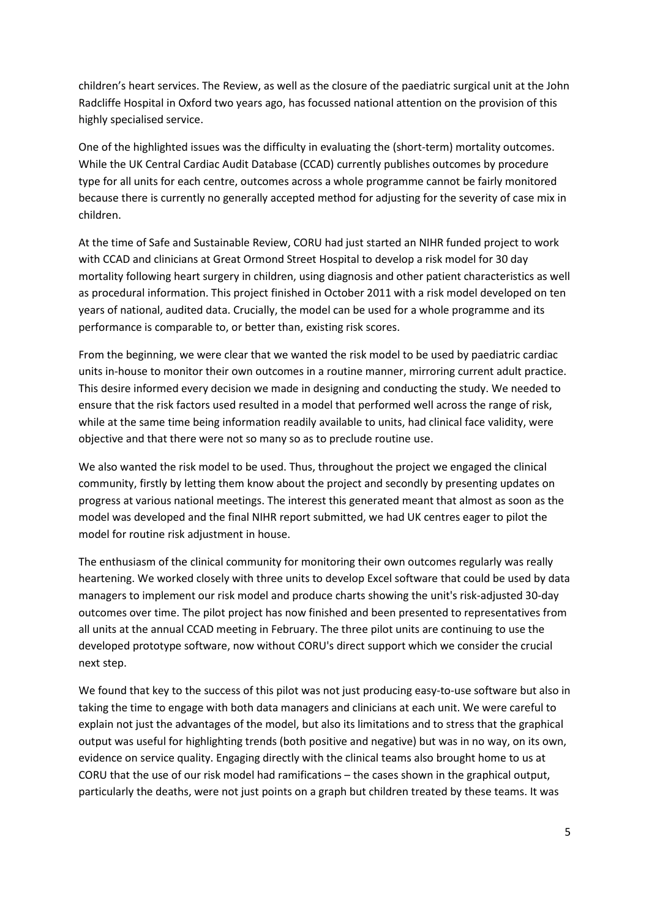children's heart services. The Review, as well as the closure of the paediatric surgical unit at the John Radcliffe Hospital in Oxford two years ago, has focussed national attention on the provision of this highly specialised service.

One of the highlighted issues was the difficulty in evaluating the (short-term) mortality outcomes. While the UK Central Cardiac Audit Database (CCAD) currently publishes outcomes by procedure type for all units for each centre, outcomes across a whole programme cannot be fairly monitored because there is currently no generally accepted method for adjusting for the severity of case mix in children.

At the time of Safe and Sustainable Review, CORU had just started an NIHR funded project to work with CCAD and clinicians at Great Ormond Street Hospital to develop a risk model for 30 day mortality following heart surgery in children, using diagnosis and other patient characteristics as well as procedural information. This project finished in October 2011 with a risk model developed on ten years of national, audited data. Crucially, the model can be used for a whole programme and its performance is comparable to, or better than, existing risk scores.

From the beginning, we were clear that we wanted the risk model to be used by paediatric cardiac units in-house to monitor their own outcomes in a routine manner, mirroring current adult practice. This desire informed every decision we made in designing and conducting the study. We needed to ensure that the risk factors used resulted in a model that performed well across the range of risk, while at the same time being information readily available to units, had clinical face validity, were objective and that there were not so many so as to preclude routine use.

We also wanted the risk model to be used. Thus, throughout the project we engaged the clinical community, firstly by letting them know about the project and secondly by presenting updates on progress at various national meetings. The interest this generated meant that almost as soon as the model was developed and the final NIHR report submitted, we had UK centres eager to pilot the model for routine risk adjustment in house.

The enthusiasm of the clinical community for monitoring their own outcomes regularly was really heartening. We worked closely with three units to develop Excel software that could be used by data managers to implement our risk model and produce charts showing the unit's risk-adjusted 30-day outcomes over time. The pilot project has now finished and been presented to representatives from all units at the annual CCAD meeting in February. The three pilot units are continuing to use the developed prototype software, now without CORU's direct support which we consider the crucial next step.

We found that key to the success of this pilot was not just producing easy-to-use software but also in taking the time to engage with both data managers and clinicians at each unit. We were careful to explain not just the advantages of the model, but also its limitations and to stress that the graphical output was useful for highlighting trends (both positive and negative) but was in no way, on its own, evidence on service quality. Engaging directly with the clinical teams also brought home to us at CORU that the use of our risk model had ramifications – the cases shown in the graphical output, particularly the deaths, were not just points on a graph but children treated by these teams. It was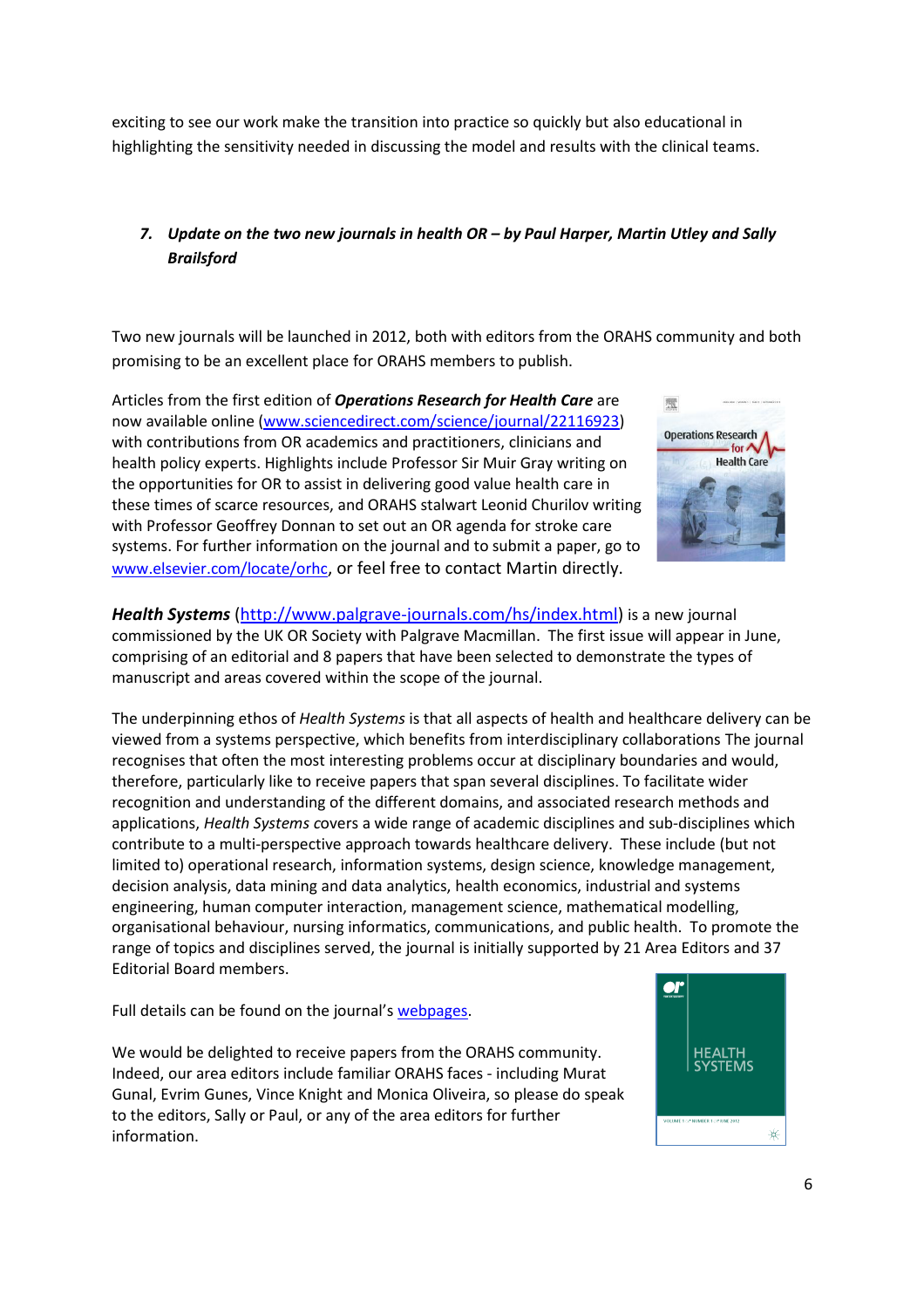exciting to see our work make the transition into practice so quickly but also educational in highlighting the sensitivity needed in discussing the model and results with the clinical teams.

### 7. *Update on the two new journals in health OR – by Paul Harper, Martin Utley and Sally Brailsford*

Two new journals will be launched in 2012, both with editors from the ORAHS community and both promising to be an excellent place for ORAHS members to publish.

Articles from the first edition of ***Operations Research for Health Care*** are now available online (www.sciencedirect.com/science/journal/22116923) with contributions from OR academics and practitioners, clinicians and health policy experts. Highlights include Professor Sir Muir Gray writing on the opportunities for OR to assist in delivering good value health care in these times of scarce resources, and ORAHS stalwart Leonid Churilov writing with Professor Geoffrey Donnan to set out an OR agenda for stroke care systems. For further information on the journal and to submit a paper, go to www.elsevier.com/locate/orhc, or feel free to contact Martin directly.

***Health Systems*** (http://www.palgrave-journals.com/hs/index.html) is a new journal commissioned by the UK OR Society with Palgrave Macmillan. The first issue will appear in June, comprising of an editorial and 8 papers that have been selected to demonstrate the types of manuscript and areas covered within the scope of the journal.

The underpinning ethos of *Health Systems* is that all aspects of health and healthcare delivery can be viewed from a systems perspective, which benefits from interdisciplinary collaborations The journal recognises that often the most interesting problems occur at disciplinary boundaries and would, therefore, particularly like to receive papers that span several disciplines. To facilitate wider recognition and understanding of the different domains, and associated research methods and applications, *Health Systems c*overs a wide range of academic disciplines and sub-disciplines which contribute to a multi-perspective approach towards healthcare delivery. These include (but not limited to) operational research, information systems, design science, knowledge management, decision analysis, data mining and data analytics, health economics, industrial and systems engineering, human computer interaction, management science, mathematical modelling, organisational behaviour, nursing informatics, communications, and public health. To promote the range of topics and disciplines served, the journal is initially supported by 21 Area Editors and 37 Editorial Board members.

Full details can be found on the journal's webpages.

We would be delighted to receive papers from the ORAHS community. Indeed, our area editors include familiar ORAHS faces - including Murat Gunal, Evrim Gunes, Vince Knight and Monica Oliveira, so please do speak to the editors, Sally or Paul, or any of the area editors for further information.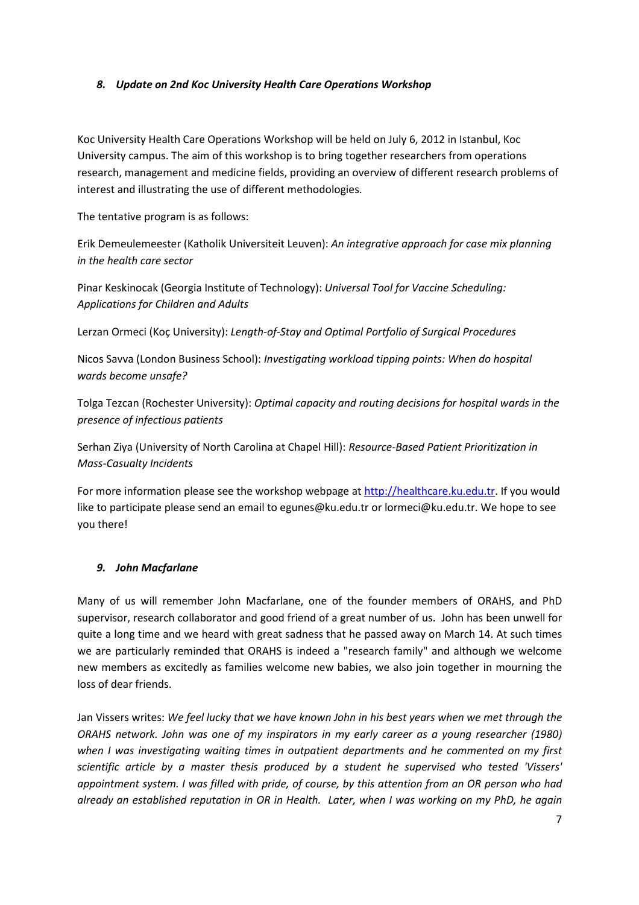### *8. Update on 2nd Koc University Health Care Operations Workshop*

Koc University Health Care Operations Workshop will be held on July 6, 2012 in Istanbul, Koc University campus. The aim of this workshop is to bring together researchers from operations research, management and medicine fields, providing an overview of different research problems of interest and illustrating the use of different methodologies.

The tentative program is as follows:

Erik Demeulemeester (Katholik Universiteit Leuven): *An integrative approach for case mix planning in the health care sector*

Pinar Keskinocak (Georgia Institute of Technology): *Universal Tool for Vaccine Scheduling: Applications for Children and Adults*

Lerzan Ormeci (Koç University): *Length-of-Stay and Optimal Portfolio of Surgical Procedures*

Nicos Savva (London Business School): *Investigating workload tipping points: When do hospital wards become unsafe?*

Tolga Tezcan (Rochester University): *Optimal capacity and routing decisions for hospital wards in the presence of infectious patients*

Serhan Ziya (University of North Carolina at Chapel Hill): *Resource-Based Patient Prioritization in Mass-Casualty Incidents*

For more information please see the workshop webpage at [http://healthcare.ku.edu.tr](http://healthcare.ku.edu.tr). If you would like to participate please send an email to egunes@ku.edu.tr or lormeci@ku.edu.tr. We hope to see you there!

### *9. John Macfarlane*

Many of us will remember John Macfarlane, one of the founder members of ORAHS, and PhD supervisor, research collaborator and good friend of a great number of us. John has been unwell for quite a long time and we heard with great sadness that he passed away on March 14. At such times we are particularly reminded that ORAHS is indeed a "research family" and although we welcome new members as excitedly as families welcome new babies, we also join together in mourning the loss of dear friends.

Jan Vissers writes: *We feel lucky that we have known John in his best years when we met through the ORAHS network. John was one of my inspirators in my early career as a young researcher (1980) when I was investigating waiting times in outpatient departments and he commented on my first scientific article by a master thesis produced by a student he supervised who tested 'Vissers' appointment system. I was filled with pride, of course, by this attention from an OR person who had already an established reputation in OR in Health. Later, when I was working on my PhD, he again*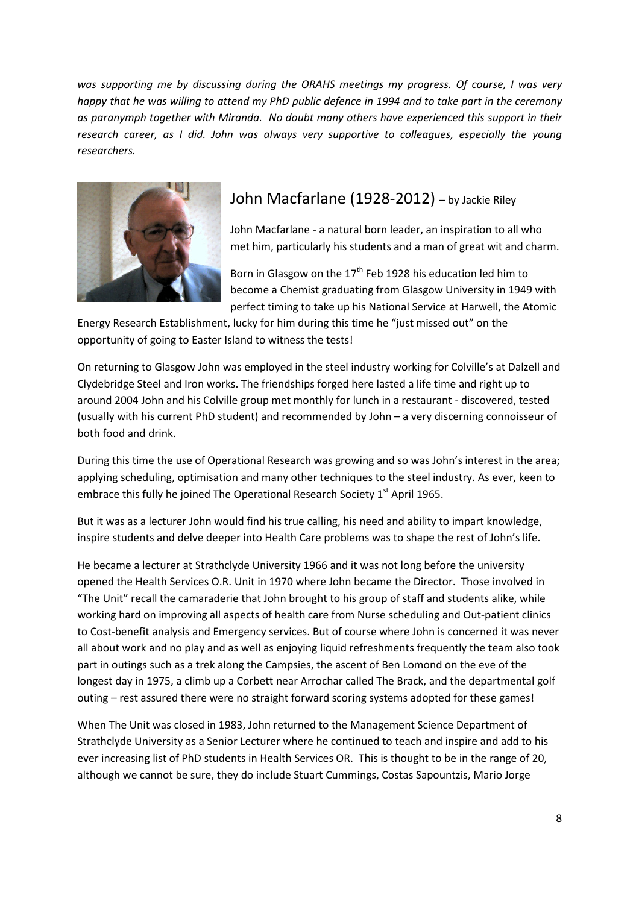*was supporting me by discussing during the ORAHS meetings my progress. Of course, I was very happy that he was willing to attend my PhD public defence in 1994 and to take part in the ceremony as paranymph together with Miranda. No doubt many others have experienced this support in their research career, as I did. John was always very supportive to colleagues, especially the young researchers.*

## John Macfarlane (1928-2012) – by Jackie Riley

John Macfarlane - a natural born leader, an inspiration to all who met him, particularly his students and a man of great wit and charm.

Born in Glasgow on the 17th Feb 1928 his education led him to become a Chemist graduating from Glasgow University in 1949 with perfect timing to take up his National Service at Harwell, the Atomic Energy Research Establishment, lucky for him during this time he "just missed out" on the opportunity of going to Easter Island to witness the tests!

On returning to Glasgow John was employed in the steel industry working for Colville's at Dalzell and Clydebridge Steel and Iron works. The friendships forged here lasted a life time and right up to around 2004 John and his Colville group met monthly for lunch in a restaurant - discovered, tested (usually with his current PhD student) and recommended by John – a very discerning connoisseur of both food and drink.

During this time the use of Operational Research was growing and so was John's interest in the area; applying scheduling, optimisation and many other techniques to the steel industry. As ever, keen to embrace this fully he joined The Operational Research Society 1st April 1965.

But it was as a lecturer John would find his true calling, his need and ability to impart knowledge, inspire students and delve deeper into Health Care problems was to shape the rest of John's life.

He became a lecturer at Strathclyde University 1966 and it was not long before the university opened the Health Services O.R. Unit in 1970 where John became the Director. Those involved in "The Unit" recall the camaraderie that John brought to his group of staff and students alike, while working hard on improving all aspects of health care from Nurse scheduling and Out-patient clinics to Cost-benefit analysis and Emergency services. But of course where John is concerned it was never all about work and no play and as well as enjoying liquid refreshments frequently the team also took part in outings such as a trek along the Campsies, the ascent of Ben Lomond on the eve of the longest day in 1975, a climb up a Corbett near Arrochar called The Brack, and the departmental golf outing – rest assured there were no straight forward scoring systems adopted for these games!

When The Unit was closed in 1983, John returned to the Management Science Department of Strathclyde University as a Senior Lecturer where he continued to teach and inspire and add to his ever increasing list of PhD students in Health Services OR. This is thought to be in the range of 20, although we cannot be sure, they do include Stuart Cummings, Costas Sapountzis, Mario Jorge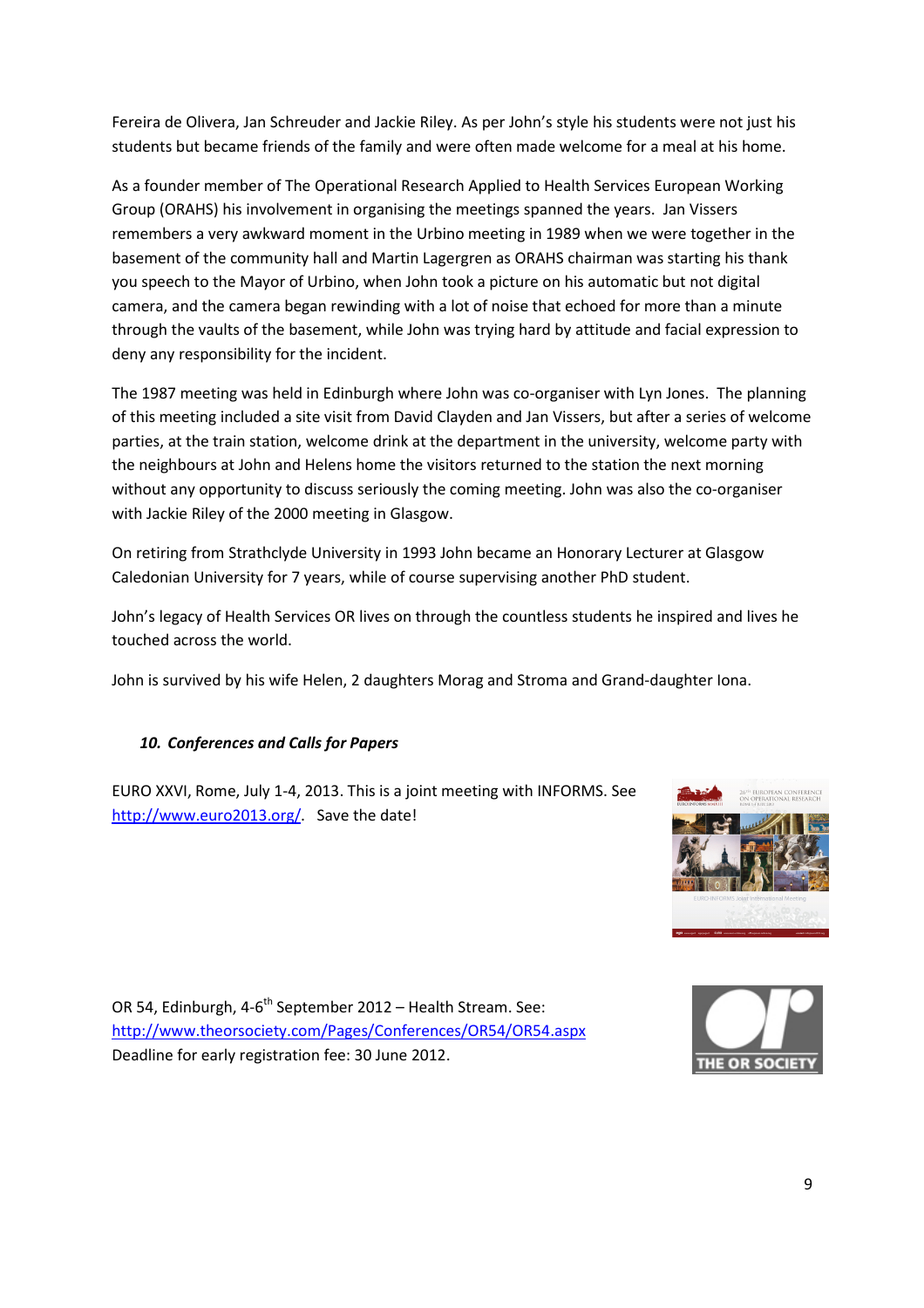Fereira de Olivera, Jan Schreuder and Jackie Riley. As per John's style his students were not just his students but became friends of the family and were often made welcome for a meal at his home.

As a founder member of The Operational Research Applied to Health Services European Working Group (ORAHS) his involvement in organising the meetings spanned the years. Jan Vissers remembers a very awkward moment in the Urbino meeting in 1989 when we were together in the basement of the community hall and Martin Lagergren as ORAHS chairman was starting his thank you speech to the Mayor of Urbino, when John took a picture on his automatic but not digital camera, and the camera began rewinding with a lot of noise that echoed for more than a minute through the vaults of the basement, while John was trying hard by attitude and facial expression to deny any responsibility for the incident.

The 1987 meeting was held in Edinburgh where John was co-organiser with Lyn Jones. The planning of this meeting included a site visit from David Clayden and Jan Vissers, but after a series of welcome parties, at the train station, welcome drink at the department in the university, welcome party with the neighbours at John and Helens home the visitors returned to the station the next morning without any opportunity to discuss seriously the coming meeting. John was also the co-organiser with Jackie Riley of the 2000 meeting in Glasgow.

On retiring from Strathclyde University in 1993 John became an Honorary Lecturer at Glasgow Caledonian University for 7 years, while of course supervising another PhD student.

John's legacy of Health Services OR lives on through the countless students he inspired and lives he touched across the world.

John is survived by his wife Helen, 2 daughters Morag and Stroma and Grand-daughter Iona.

### *10. Conferences and Calls for Papers*

EURO XXVI, Rome, July 1-4, 2013. This is a joint meeting with INFORMS. See http://www.euro2013.org/. Save the date!

OR 54, Edinburgh, 4-6th September 2012 – Health Stream. See: http://www.theorsociety.com/Pages/Conferences/OR54/OR54.aspx
Deadline for early registration fee: 30 June 2012.